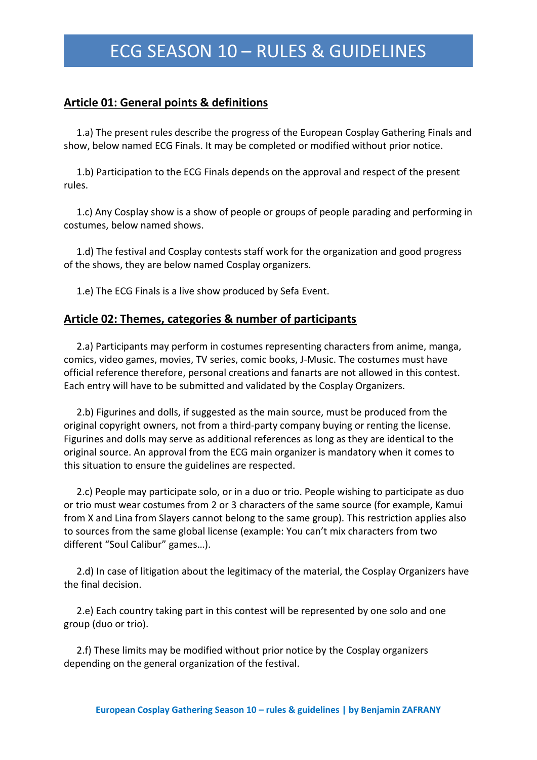# ECG SEASON 10 – RULES & GUIDELINES

## Article 01: General points & definitions

1.a) The present rules describe the progress of the European Cosplay Gathering Finals and show, below named ECG Finals. It may be completed or modified without prior notice.

1.b) Participation to the ECG Finals depends on the approval and respect of the present rules.

1.c) Any Cosplay show is a show of people or groups of people parading and performing in costumes, below named shows.

1.d) The festival and Cosplay contests staff work for the organization and good progress of the shows, they are below named Cosplay organizers.

1.e) The ECG Finals is a live show produced by Sefa Event.

## Article 02: Themes, categories & number of participants

2.a) Participants may perform in costumes representing characters from anime, manga, comics, video games, movies, TV series, comic books, J-Music. The costumes must have official reference therefore, personal creations and fanarts are not allowed in this contest. Each entry will have to be submitted and validated by the Cosplay Organizers.

2.b) Figurines and dolls, if suggested as the main source, must be produced from the original copyright owners, not from a third-party company buying or renting the license. Figurines and dolls may serve as additional references as long as they are identical to the original source. An approval from the ECG main organizer is mandatory when it comes to this situation to ensure the guidelines are respected.

2.c) People may participate solo, or in a duo or trio. People wishing to participate as duo or trio must wear costumes from 2 or 3 characters of the same source (for example, Kamui from X and Lina from Slayers cannot belong to the same group). This restriction applies also to sources from the same global license (example: You can't mix characters from two different "Soul Calibur" games…).

2.d) In case of litigation about the legitimacy of the material, the Cosplay Organizers have the final decision.

2.e) Each country taking part in this contest will be represented by one solo and one group (duo or trio).

2.f) These limits may be modified without prior notice by the Cosplay organizers depending on the general organization of the festival.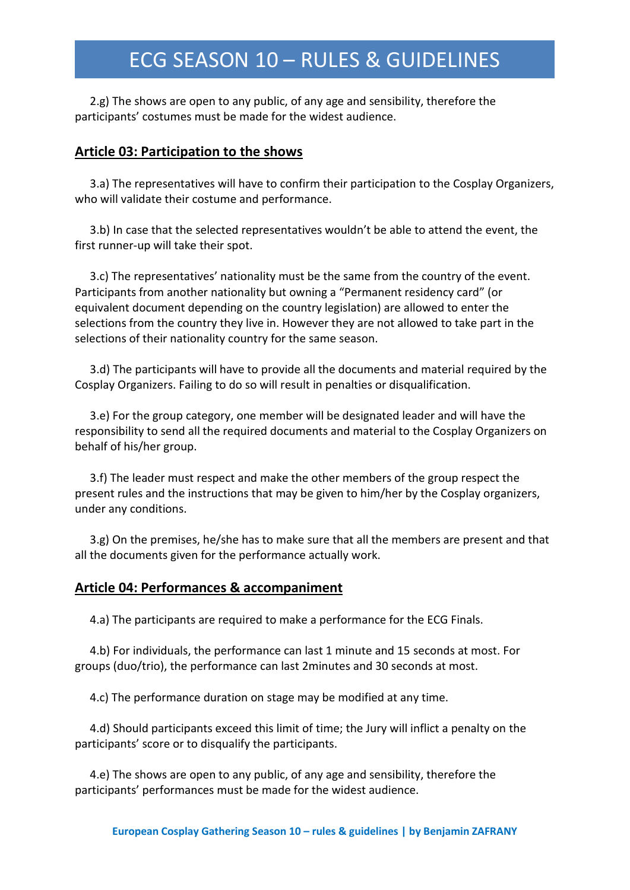2.g) The shows are open to any public, of any age and sensibility, therefore the participants' costumes must be made for the widest audience.

## Article 03: Participation to the shows

3.a) The representatives will have to confirm their participation to the Cosplay Organizers, who will validate their costume and performance.

3.b) In case that the selected representatives wouldn't be able to attend the event, the first runner-up will take their spot.

3.c) The representatives' nationality must be the same from the country of the event. Participants from another nationality but owning a "Permanent residency card" (or equivalent document depending on the country legislation) are allowed to enter the selections from the country they live in. However they are not allowed to take part in the selections of their nationality country for the same season.

3.d) The participants will have to provide all the documents and material required by the Cosplay Organizers. Failing to do so will result in penalties or disqualification.

3.e) For the group category, one member will be designated leader and will have the responsibility to send all the required documents and material to the Cosplay Organizers on behalf of his/her group.

3.f) The leader must respect and make the other members of the group respect the present rules and the instructions that may be given to him/her by the Cosplay organizers, under any conditions.

3.g) On the premises, he/she has to make sure that all the members are present and that all the documents given for the performance actually work.

## Article 04: Performances & accompaniment

4.a) The participants are required to make a performance for the ECG Finals.

4.b) For individuals, the performance can last 1 minute and 15 seconds at most. For groups (duo/trio), the performance can last 2minutes and 30 seconds at most.

4.c) The performance duration on stage may be modified at any time.

4.d) Should participants exceed this limit of time; the Jury will inflict a penalty on the participants' score or to disqualify the participants.

4.e) The shows are open to any public, of any age and sensibility, therefore the participants' performances must be made for the widest audience.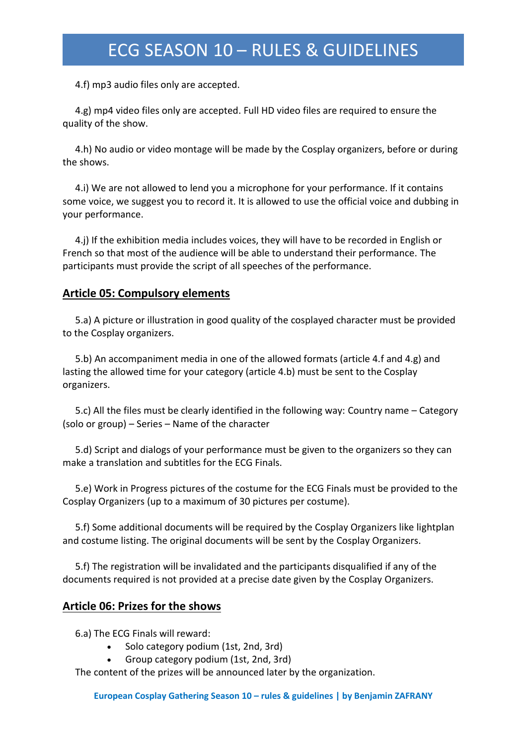4.f) mp3 audio files only are accepted.

4.g) mp4 video files only are accepted. Full HD video files are required to ensure the quality of the show.

4.h) No audio or video montage will be made by the Cosplay organizers, before or during the shows.

4.i) We are not allowed to lend you a microphone for your performance. If it contains some voice, we suggest you to record it. It is allowed to use the official voice and dubbing in your performance.

4.j) If the exhibition media includes voices, they will have to be recorded in English or French so that most of the audience will be able to understand their performance. The participants must provide the script of all speeches of the performance.

## Article 05: Compulsory elements

5.a) A picture or illustration in good quality of the cosplayed character must be provided to the Cosplay organizers.

5.b) An accompaniment media in one of the allowed formats (article 4.f and 4.g) and lasting the allowed time for your category (article 4.b) must be sent to the Cosplay organizers.

5.c) All the files must be clearly identified in the following way: Country name – Category (solo or group) – Series – Name of the character

5.d) Script and dialogs of your performance must be given to the organizers so they can make a translation and subtitles for the ECG Finals.

5.e) Work in Progress pictures of the costume for the ECG Finals must be provided to the Cosplay Organizers (up to a maximum of 30 pictures per costume).

5.f) Some additional documents will be required by the Cosplay Organizers like lightplan and costume listing. The original documents will be sent by the Cosplay Organizers.

5.f) The registration will be invalidated and the participants disqualified if any of the documents required is not provided at a precise date given by the Cosplay Organizers.

## Article 06: Prizes for the shows

6.a) The ECG Finals will reward:

- Solo category podium (1st, 2nd, 3rd)
- Group category podium (1st, 2nd, 3rd)

The content of the prizes will be announced later by the organization.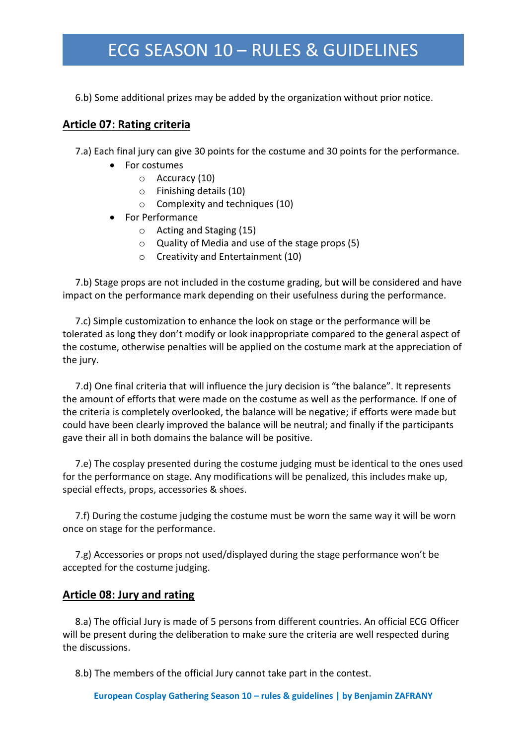6.b) Some additional prizes may be added by the organization without prior notice.

## Article 07: Rating criteria

7.a) Each final jury can give 30 points for the costume and 30 points for the performance.

- For costumes
    - Accuracy (10)
    - Finishing details (10)
    - Complexity and techniques (10)
- For Performance
    - Acting and Staging (15)
    - Quality of Media and use of the stage props (5)
    - Creativity and Entertainment (10)

7.b) Stage props are not included in the costume grading, but will be considered and have impact on the performance mark depending on their usefulness during the performance.

7.c) Simple customization to enhance the look on stage or the performance will be tolerated as long they don't modify or look inappropriate compared to the general aspect of the costume, otherwise penalties will be applied on the costume mark at the appreciation of the jury.

7.d) One final criteria that will influence the jury decision is "the balance". It represents the amount of efforts that were made on the costume as well as the performance. If one of the criteria is completely overlooked, the balance will be negative; if efforts were made but could have been clearly improved the balance will be neutral; and finally if the participants gave their all in both domains the balance will be positive.

7.e) The cosplay presented during the costume judging must be identical to the ones used for the performance on stage. Any modifications will be penalized, this includes make up, special effects, props, accessories & shoes.

7.f) During the costume judging the costume must be worn the same way it will be worn once on stage for the performance.

7.g) Accessories or props not used/displayed during the stage performance won't be accepted for the costume judging.

## Article 08: Jury and rating

8.a) The official Jury is made of 5 persons from different countries. An official ECG Officer will be present during the deliberation to make sure the criteria are well respected during the discussions.

8.b) The members of the official Jury cannot take part in the contest.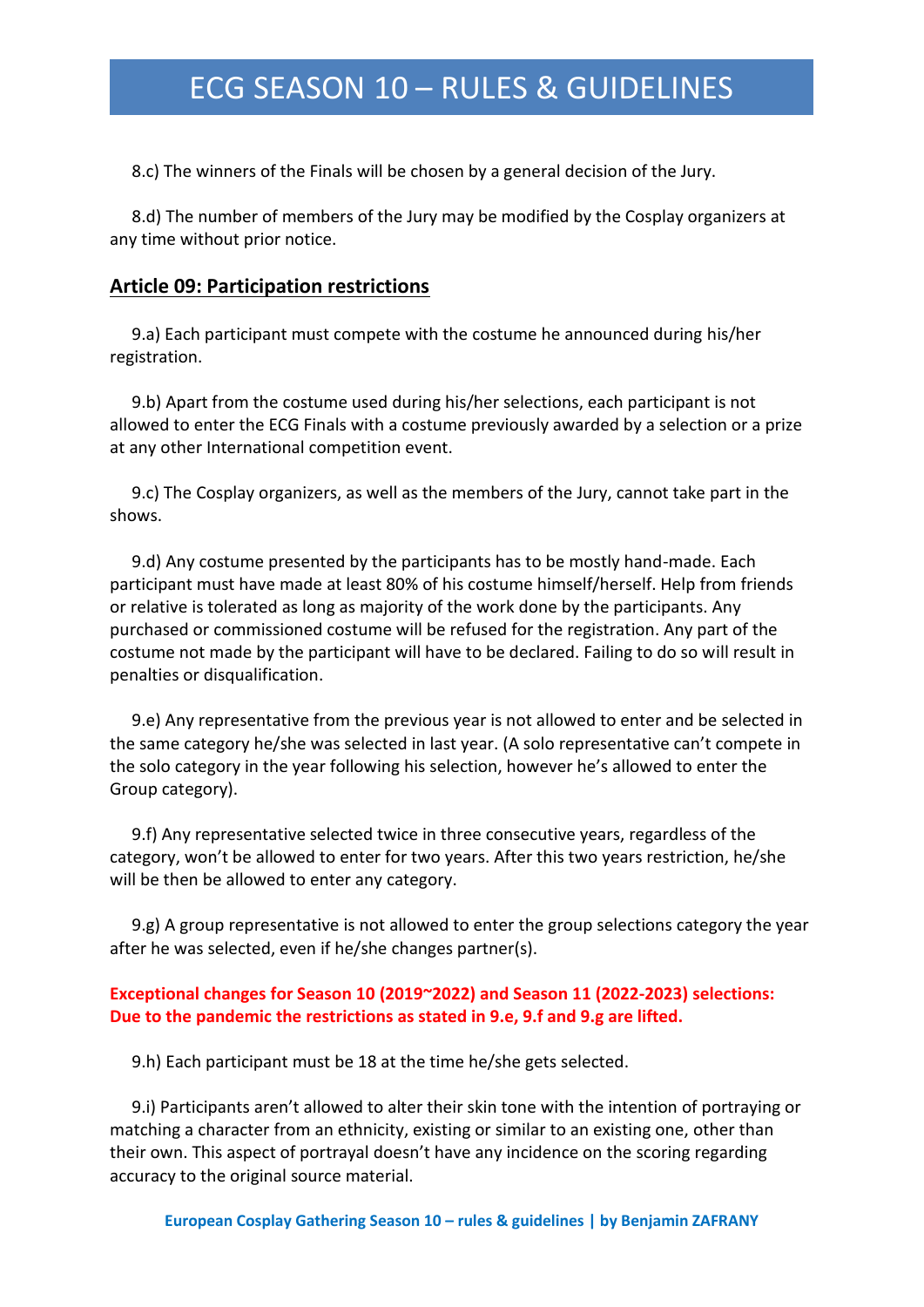8.c) The winners of the Finals will be chosen by a general decision of the Jury.

8.d) The number of members of the Jury may be modified by the Cosplay organizers at any time without prior notice.

## Article 09: Participation restrictions

9.a) Each participant must compete with the costume he announced during his/her registration.

9.b) Apart from the costume used during his/her selections, each participant is not allowed to enter the ECG Finals with a costume previously awarded by a selection or a prize at any other International competition event.

9.c) The Cosplay organizers, as well as the members of the Jury, cannot take part in the shows.

9.d) Any costume presented by the participants has to be mostly hand-made. Each participant must have made at least 80% of his costume himself/herself. Help from friends or relative is tolerated as long as majority of the work done by the participants. Any purchased or commissioned costume will be refused for the registration. Any part of the costume not made by the participant will have to be declared. Failing to do so will result in penalties or disqualification.

9.e) Any representative from the previous year is not allowed to enter and be selected in the same category he/she was selected in last year. (A solo representative can't compete in the solo category in the year following his selection, however he's allowed to enter the Group category).

9.f) Any representative selected twice in three consecutive years, regardless of the category, won't be allowed to enter for two years. After this two years restriction, he/she will be then be allowed to enter any category.

9.g) A group representative is not allowed to enter the group selections category the year after he was selected, even if he/she changes partner(s).

**Exceptional changes for Season 10 (2019~2022) and Season 11 (2022-2023) selections: Due to the pandemic the restrictions as stated in 9.e, 9.f and 9.g are lifted.**

9.h) Each participant must be 18 at the time he/she gets selected.

9.i) Participants aren't allowed to alter their skin tone with the intention of portraying or matching a character from an ethnicity, existing or similar to an existing one, other than their own. This aspect of portrayal doesn't have any incidence on the scoring regarding accuracy to the original source material.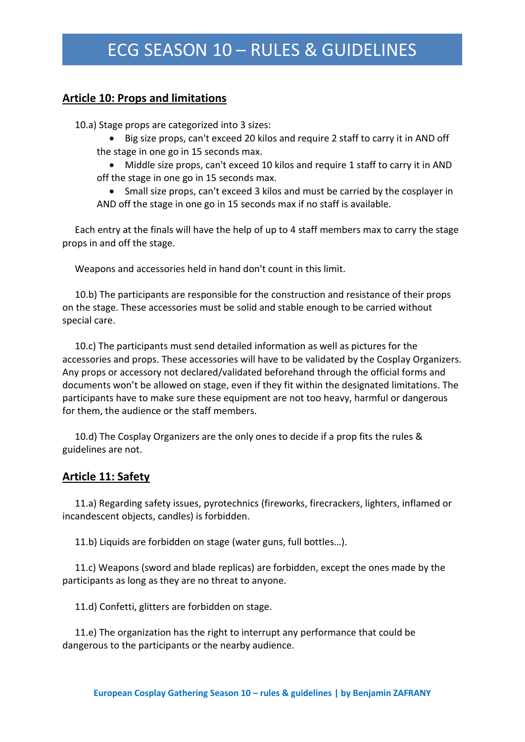## Article 10: Props and limitations

10.a) Stage props are categorized into 3 sizes:

- Big size props, can't exceed 20 kilos and require 2 staff to carry it in AND off the stage in one go in 15 seconds max.
- Middle size props, can't exceed 10 kilos and require 1 staff to carry it in AND off the stage in one go in 15 seconds max.
- Small size props, can't exceed 3 kilos and must be carried by the cosplayer in AND off the stage in one go in 15 seconds max if no staff is available.

Each entry at the finals will have the help of up to 4 staff members max to carry the stage props in and off the stage.

Weapons and accessories held in hand don't count in this limit.

10.b) The participants are responsible for the construction and resistance of their props on the stage. These accessories must be solid and stable enough to be carried without special care.

10.c) The participants must send detailed information as well as pictures for the accessories and props. These accessories will have to be validated by the Cosplay Organizers. Any props or accessory not declared/validated beforehand through the official forms and documents won't be allowed on stage, even if they fit within the designated limitations. The participants have to make sure these equipment are not too heavy, harmful or dangerous for them, the audience or the staff members.

10.d) The Cosplay Organizers are the only ones to decide if a prop fits the rules & guidelines are not.

## Article 11: Safety

11.a) Regarding safety issues, pyrotechnics (fireworks, firecrackers, lighters, inflamed or incandescent objects, candles) is forbidden.

11.b) Liquids are forbidden on stage (water guns, full bottles…).

11.c) Weapons (sword and blade replicas) are forbidden, except the ones made by the participants as long as they are no threat to anyone.

11.d) Confetti, glitters are forbidden on stage.

11.e) The organization has the right to interrupt any performance that could be dangerous to the participants or the nearby audience.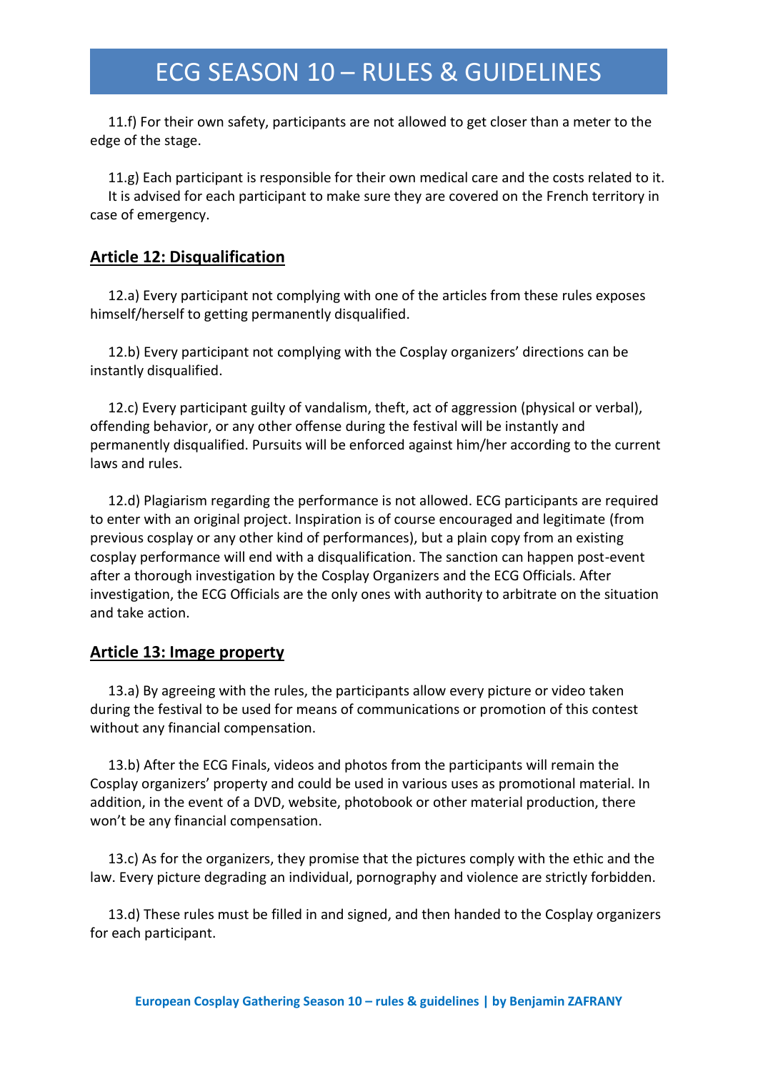11.f) For their own safety, participants are not allowed to get closer than a meter to the edge of the stage.

11.g) Each participant is responsible for their own medical care and the costs related to it. It is advised for each participant to make sure they are covered on the French territory in case of emergency.

## Article 12: Disqualification

12.a) Every participant not complying with one of the articles from these rules exposes himself/herself to getting permanently disqualified.

12.b) Every participant not complying with the Cosplay organizers' directions can be instantly disqualified.

12.c) Every participant guilty of vandalism, theft, act of aggression (physical or verbal), offending behavior, or any other offense during the festival will be instantly and permanently disqualified. Pursuits will be enforced against him/her according to the current laws and rules.

12.d) Plagiarism regarding the performance is not allowed. ECG participants are required to enter with an original project. Inspiration is of course encouraged and legitimate (from previous cosplay or any other kind of performances), but a plain copy from an existing cosplay performance will end with a disqualification. The sanction can happen post-event after a thorough investigation by the Cosplay Organizers and the ECG Officials. After investigation, the ECG Officials are the only ones with authority to arbitrate on the situation and take action.

## Article 13: Image property

13.a) By agreeing with the rules, the participants allow every picture or video taken during the festival to be used for means of communications or promotion of this contest without any financial compensation.

13.b) After the ECG Finals, videos and photos from the participants will remain the Cosplay organizers' property and could be used in various uses as promotional material. In addition, in the event of a DVD, website, photobook or other material production, there won't be any financial compensation.

13.c) As for the organizers, they promise that the pictures comply with the ethic and the law. Every picture degrading an individual, pornography and violence are strictly forbidden.

13.d) These rules must be filled in and signed, and then handed to the Cosplay organizers for each participant.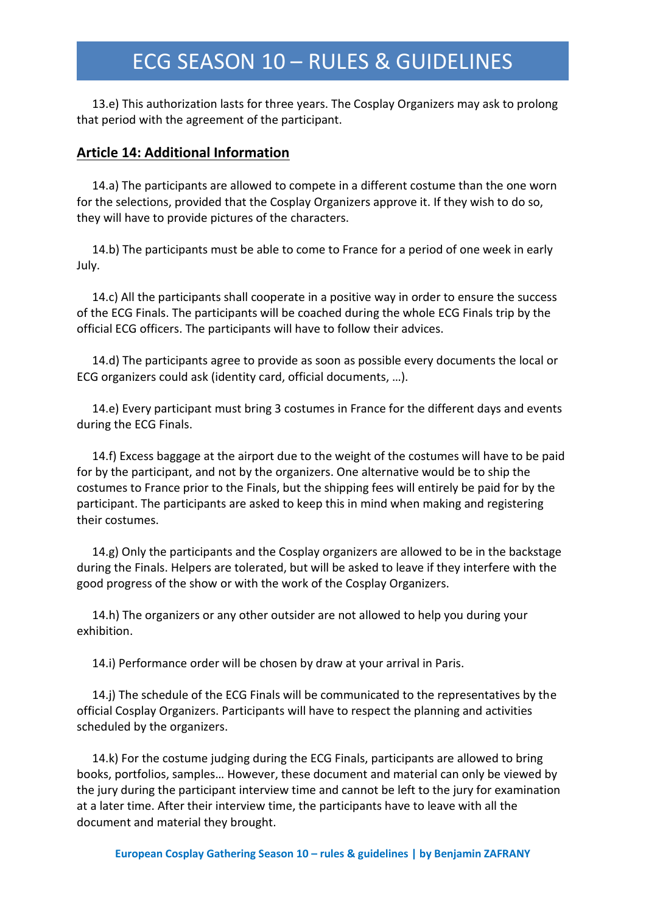13.e) This authorization lasts for three years. The Cosplay Organizers may ask to prolong that period with the agreement of the participant.

## Article 14: Additional Information

14.a) The participants are allowed to compete in a different costume than the one worn for the selections, provided that the Cosplay Organizers approve it. If they wish to do so, they will have to provide pictures of the characters.

14.b) The participants must be able to come to France for a period of one week in early July.

14.c) All the participants shall cooperate in a positive way in order to ensure the success of the ECG Finals. The participants will be coached during the whole ECG Finals trip by the official ECG officers. The participants will have to follow their advices.

14.d) The participants agree to provide as soon as possible every documents the local or ECG organizers could ask (identity card, official documents, …).

14.e) Every participant must bring 3 costumes in France for the different days and events during the ECG Finals.

14.f) Excess baggage at the airport due to the weight of the costumes will have to be paid for by the participant, and not by the organizers. One alternative would be to ship the costumes to France prior to the Finals, but the shipping fees will entirely be paid for by the participant. The participants are asked to keep this in mind when making and registering their costumes.

14.g) Only the participants and the Cosplay organizers are allowed to be in the backstage during the Finals. Helpers are tolerated, but will be asked to leave if they interfere with the good progress of the show or with the work of the Cosplay Organizers.

14.h) The organizers or any other outsider are not allowed to help you during your exhibition.

14.i) Performance order will be chosen by draw at your arrival in Paris.

14.j) The schedule of the ECG Finals will be communicated to the representatives by the official Cosplay Organizers. Participants will have to respect the planning and activities scheduled by the organizers.

14.k) For the costume judging during the ECG Finals, participants are allowed to bring books, portfolios, samples… However, these document and material can only be viewed by the jury during the participant interview time and cannot be left to the jury for examination at a later time. After their interview time, the participants have to leave with all the document and material they brought.